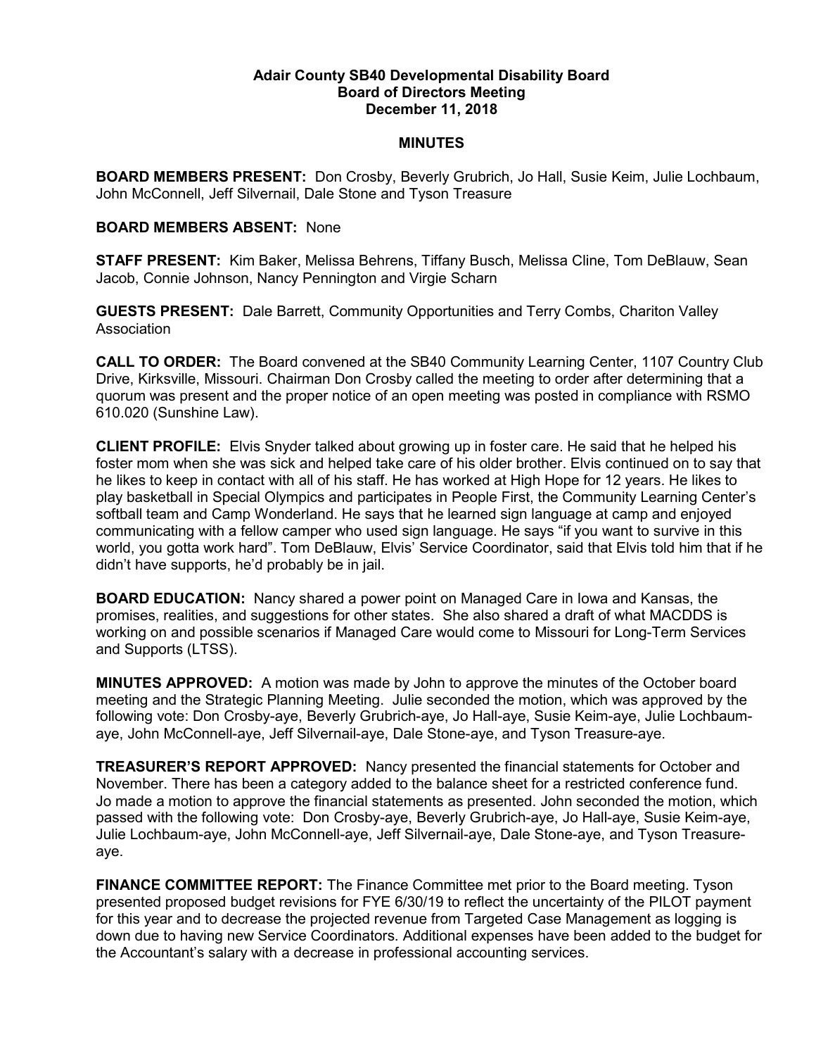**Adair County SB40 Developmental Disability Board**
**Board of Directors Meeting**
**December 11, 2018**

**MINUTES**

**BOARD MEMBERS PRESENT:** Don Crosby, Beverly Grubrich, Jo Hall, Susie Keim, Julie Lochbaum, John McConnell, Jeff Silvernail, Dale Stone and Tyson Treasure

**BOARD MEMBERS ABSENT:** None

**STAFF PRESENT:** Kim Baker, Melissa Behrens, Tiffany Busch, Melissa Cline, Tom DeBlauw, Sean Jacob, Connie Johnson, Nancy Pennington and Virgie Scharn

**GUESTS PRESENT:** Dale Barrett, Community Opportunities and Terry Combs, Chariton Valley Association

**CALL TO ORDER:** The Board convened at the SB40 Community Learning Center, 1107 Country Club Drive, Kirksville, Missouri. Chairman Don Crosby called the meeting to order after determining that a quorum was present and the proper notice of an open meeting was posted in compliance with RSMO 610.020 (Sunshine Law).

**CLIENT PROFILE:** Elvis Snyder talked about growing up in foster care. He said that he helped his foster mom when she was sick and helped take care of his older brother. Elvis continued on to say that he likes to keep in contact with all of his staff. He has worked at High Hope for 12 years. He likes to play basketball in Special Olympics and participates in People First, the Community Learning Center's softball team and Camp Wonderland. He says that he learned sign language at camp and enjoyed communicating with a fellow camper who used sign language. He says "if you want to survive in this world, you gotta work hard". Tom DeBlauw, Elvis' Service Coordinator, said that Elvis told him that if he didn't have supports, he'd probably be in jail.

**BOARD EDUCATION:** Nancy shared a power point on Managed Care in Iowa and Kansas, the promises, realities, and suggestions for other states. She also shared a draft of what MACDDS is working on and possible scenarios if Managed Care would come to Missouri for Long-Term Services and Supports (LTSS).

**MINUTES APPROVED:** A motion was made by John to approve the minutes of the October board meeting and the Strategic Planning Meeting. Julie seconded the motion, which was approved by the following vote: Don Crosby-aye, Beverly Grubrich-aye, Jo Hall-aye, Susie Keim-aye, Julie Lochbaum-aye, John McConnell-aye, Jeff Silvernail-aye, Dale Stone-aye, and Tyson Treasure-aye.

**TREASURER'S REPORT APPROVED:** Nancy presented the financial statements for October and November. There has been a category added to the balance sheet for a restricted conference fund. Jo made a motion to approve the financial statements as presented. John seconded the motion, which passed with the following vote: Don Crosby-aye, Beverly Grubrich-aye, Jo Hall-aye, Susie Keim-aye, Julie Lochbaum-aye, John McConnell-aye, Jeff Silvernail-aye, Dale Stone-aye, and Tyson Treasure-aye.

**FINANCE COMMITTEE REPORT:** The Finance Committee met prior to the Board meeting. Tyson presented proposed budget revisions for FYE 6/30/19 to reflect the uncertainty of the PILOT payment for this year and to decrease the projected revenue from Targeted Case Management as logging is down due to having new Service Coordinators. Additional expenses have been added to the budget for the Accountant's salary with a decrease in professional accounting services.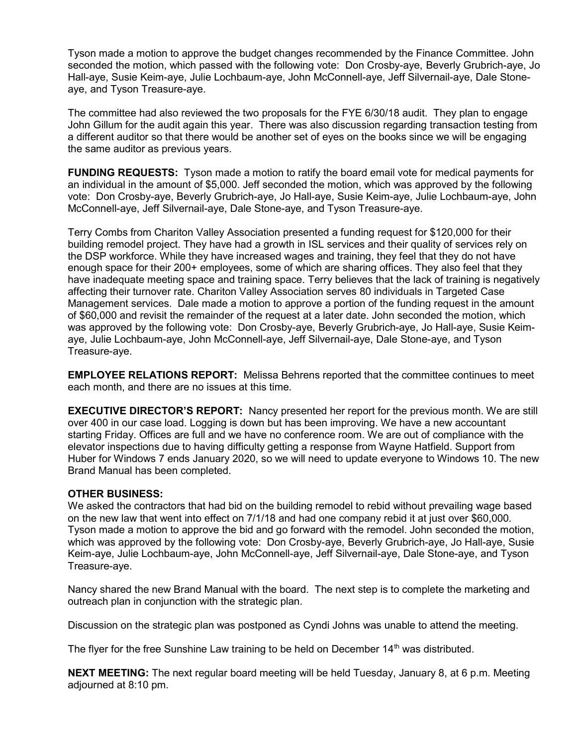Tyson made a motion to approve the budget changes recommended by the Finance Committee. John seconded the motion, which passed with the following vote: Don Crosby-aye, Beverly Grubrich-aye, Jo Hall-aye, Susie Keim-aye, Julie Lochbaum-aye, John McConnell-aye, Jeff Silvernail-aye, Dale Stone-aye, and Tyson Treasure-aye.

The committee had also reviewed the two proposals for the FYE 6/30/18 audit. They plan to engage John Gillum for the audit again this year. There was also discussion regarding transaction testing from a different auditor so that there would be another set of eyes on the books since we will be engaging the same auditor as previous years.

**FUNDING REQUESTS:** Tyson made a motion to ratify the board email vote for medical payments for an individual in the amount of $5,000. Jeff seconded the motion, which was approved by the following vote: Don Crosby-aye, Beverly Grubrich-aye, Jo Hall-aye, Susie Keim-aye, Julie Lochbaum-aye, John McConnell-aye, Jeff Silvernail-aye, Dale Stone-aye, and Tyson Treasure-aye.

Terry Combs from Chariton Valley Association presented a funding request for $120,000 for their building remodel project. They have had a growth in ISL services and their quality of services rely on the DSP workforce. While they have increased wages and training, they feel that they do not have enough space for their 200+ employees, some of which are sharing offices. They also feel that they have inadequate meeting space and training space. Terry believes that the lack of training is negatively affecting their turnover rate. Chariton Valley Association serves 80 individuals in Targeted Case Management services. Dale made a motion to approve a portion of the funding request in the amount of $60,000 and revisit the remainder of the request at a later date. John seconded the motion, which was approved by the following vote: Don Crosby-aye, Beverly Grubrich-aye, Jo Hall-aye, Susie Keim-aye, Julie Lochbaum-aye, John McConnell-aye, Jeff Silvernail-aye, Dale Stone-aye, and Tyson Treasure-aye.

**EMPLOYEE RELATIONS REPORT:** Melissa Behrens reported that the committee continues to meet each month, and there are no issues at this time.

**EXECUTIVE DIRECTOR'S REPORT:** Nancy presented her report for the previous month. We are still over 400 in our case load. Logging is down but has been improving. We have a new accountant starting Friday. Offices are full and we have no conference room. We are out of compliance with the elevator inspections due to having difficulty getting a response from Wayne Hatfield. Support from Huber for Windows 7 ends January 2020, so we will need to update everyone to Windows 10. The new Brand Manual has been completed.

**OTHER BUSINESS:**
We asked the contractors that had bid on the building remodel to rebid without prevailing wage based on the new law that went into effect on 7/1/18 and had one company rebid it at just over $60,000. Tyson made a motion to approve the bid and go forward with the remodel. John seconded the motion, which was approved by the following vote: Don Crosby-aye, Beverly Grubrich-aye, Jo Hall-aye, Susie Keim-aye, Julie Lochbaum-aye, John McConnell-aye, Jeff Silvernail-aye, Dale Stone-aye, and Tyson Treasure-aye.

Nancy shared the new Brand Manual with the board. The next step is to complete the marketing and outreach plan in conjunction with the strategic plan.

Discussion on the strategic plan was postponed as Cyndi Johns was unable to attend the meeting.

The flyer for the free Sunshine Law training to be held on December 14th was distributed.

**NEXT MEETING:** The next regular board meeting will be held Tuesday, January 8, at 6 p.m. Meeting adjourned at 8:10 pm.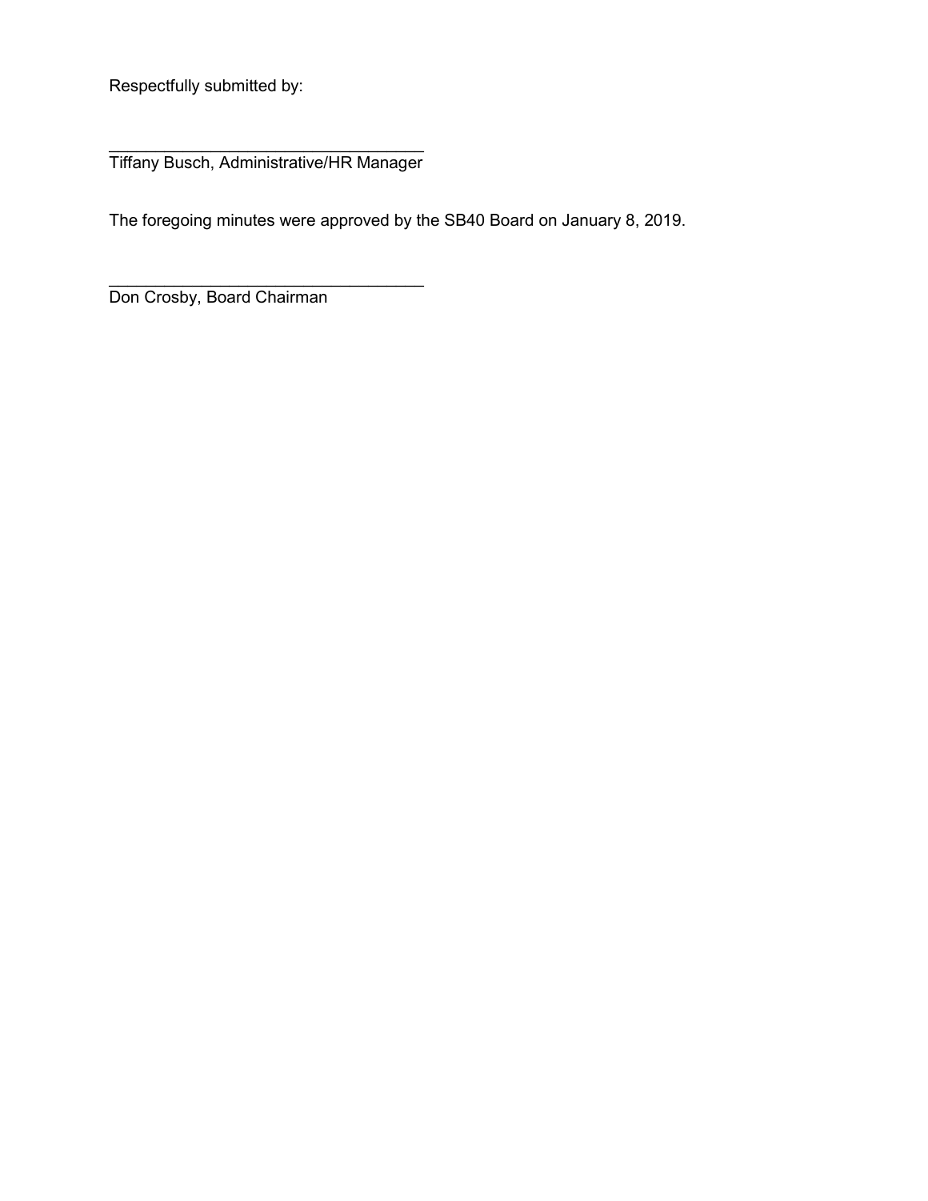Respectfully submitted by:

\_\_\_\_\_\_\_\_\_\_\_\_\_\_\_\_\_\_\_\_\_\_\_\_\_\_\_\_\_\_\_\_\_\_\_

Tiffany Busch, Administrative/HR Manager

The foregoing minutes were approved by the SB40 Board on January 8, 2019.

\_\_\_\_\_\_\_\_\_\_\_\_\_\_\_\_\_\_\_\_\_\_\_\_\_\_\_\_\_\_\_\_\_\_\_

Don Crosby, Board Chairman